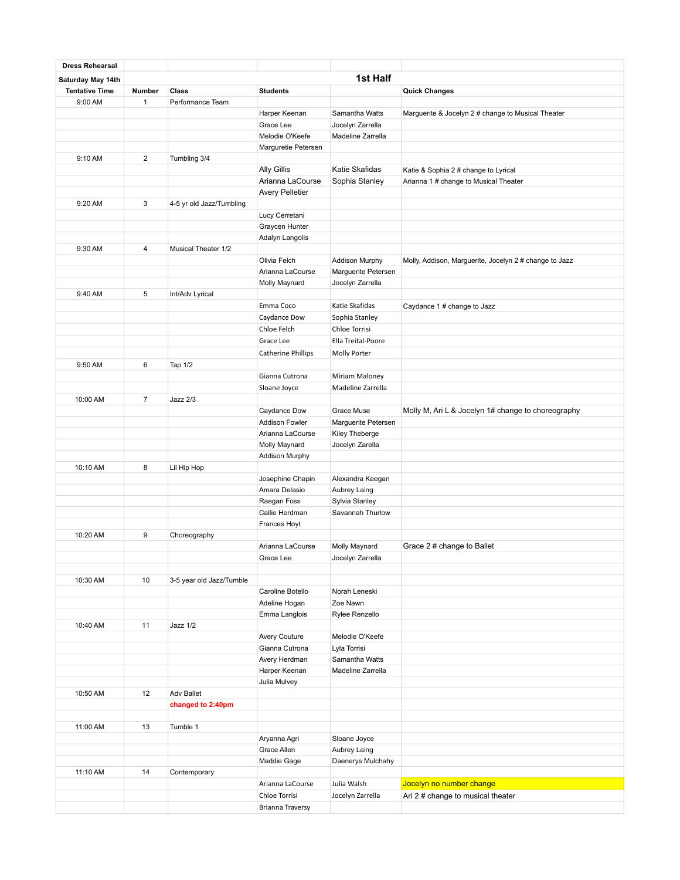| Dress Rehearsal | | | | | |
|---|---|---|---|---|---|
| Saturday May 14th | | | 1st Half | | |
| Tentative Time | Number | Class | Students | | Quick Changes |
| 9:00 AM | 1 | Performance Team | | | |
| | | | Harper Keenan | Samantha Watts | Marguerite & Jocelyn 2 # change to Musical Theater |
| | | | Grace Lee | Jocelyn Zarrella | |
| | | | Melodie O'Keefe | Madeline Zarrella | |
| | | | Marguretie Petersen | | |
| 9:10 AM | 2 | Tumbling 3/4 | | | |
| | | | Ally Gillis | Katie Skafidas | Katie & Sophia 2 # change to Lyrical |
| | | | Arianna LaCourse | Sophia Stanley | Arianna 1 # change to Musical Theater |
| | | | Avery Pelletier | | |
| 9:20 AM | 3 | 4-5 yr old Jazz/Tumbling | | | |
| | | | Lucy Cerretani | | |
| | | | Graycen Hunter | | |
| | | | Adalyn Langolis | | |
| 9:30 AM | 4 | Musical Theater 1/2 | | | |
| | | | Olivia Felch | Addison Murphy | Molly, Addison, Marguerite, Jocelyn 2 # change to Jazz |
| | | | Arianna LaCourse | Marguerite Petersen | |
| | | | Molly Maynard | Jocelyn Zarrella | |
| 9:40 AM | 5 | Int/Adv Lyrical | | | |
| | | | Emma Coco | Katie Skafidas | Caydance 1 # change to Jazz |
| | | | Caydance Dow | Sophia Stanley | |
| | | | Chloe Felch | Chloe Torrisi | |
| | | | Grace Lee | Ella Treital-Poore | |
| | | | Catherine Phillips | Molly Porter | |
| 9:50 AM | 6 | Tap 1/2 | | | |
| | | | Gianna Cutrona | Miriam Maloney | |
| | | | Sloane Joyce | Madeline Zarrella | |
| 10:00 AM | 7 | Jazz 2/3 | | | |
| | | | Caydance Dow | Grace Muse | Molly M, Ari L & Jocelyn 1# change to choreography |
| | | | Addison Fowler | Marguerite Petersen | |
| | | | Arianna LaCourse | Kiley Theberge | |
| | | | Molly Maynard | Jocelyn Zarella | |
| | | | Addison Murphy | | |
| 10:10 AM | 8 | Lil Hip Hop | | | |
| | | | Josephine Chapin | Alexandra Keegan | |
| | | | Amara Delasio | Aubrey Laing | |
| | | | Raegan Foss | Sylvia Stanley | |
| | | | Callie Herdman | Savannah Thurlow | |
| | | | Frances Hoyt | | |
| 10:20 AM | 9 | Choreography | | | |
| | | | Arianna LaCourse | Molly Maynard | Grace 2 # change to Ballet |
| | | | Grace Lee | Jocelyn Zarrella | |
| | | | | | |
| 10:30 AM | 10 | 3-5 year old Jazz/Tumble | | | |
| | | | Caroline Botello | Norah Leneski | |
| | | | Adeline Hogan | Zoe Nawn | |
| | | | Emma Langlois | Rylee Renzello | |
| 10:40 AM | 11 | Jazz 1/2 | | | |
| | | | Avery Couture | Melodie O'Keefe | |
| | | | Gianna Cutrona | Lyla Torrisi | |
| | | | Avery Herdman | Samantha Watts | |
| | | | Harper Keenan | Madeline Zarrella | |
| | | | Julia Mulvey | | |
| 10:50 AM | 12 | Adv Ballet | | | |
| | | **changed to 2:40pm** | | | |
| | | | | | |
| 11:00 AM | 13 | Tumble 1 | | | |
| | | | Aryanna Agri | Sloane Joyce | |
| | | | Grace Allen | Aubrey Laing | |
| | | | Maddie Gage | Daenerys Mulchahy | |
| 11:10 AM | 14 | Contemporary | | | |
| | | | Arianna LaCourse | Julia Walsh | Jocelyn no number change |
| | | | Chloe Torrisi | Jocelyn Zarrella | Ari 2 # change to musical theater |
| | | | Brianna Traversy | | |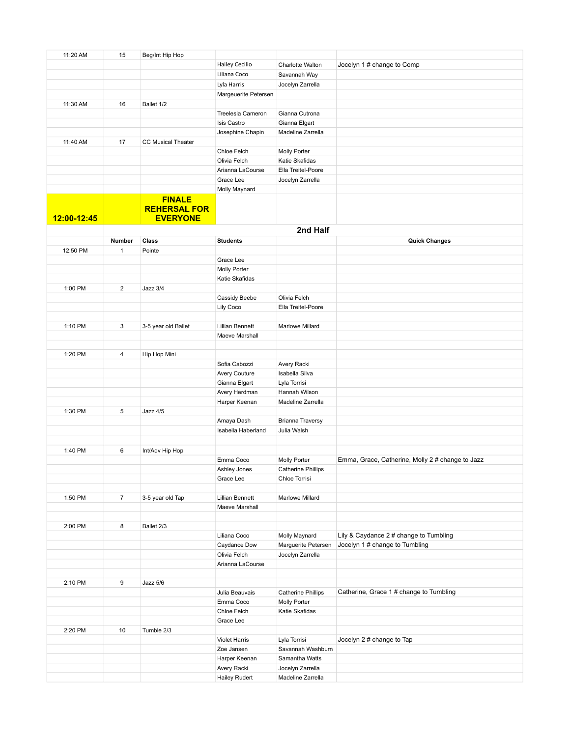| | | | | | |
|---|---|---|---|---|---|
| 11:20 AM | 15 | Beg/Int Hip Hop | | | |
| | | | Hailey Cecilio | Charlotte Walton | Jocelyn 1 # change to Comp |
| | | | Liliana Coco | Savannah Way | |
| | | | Lyla Harris | Jocelyn Zarrella | |
| | | | Margeuerite Petersen | | |
| 11:30 AM | 16 | Ballet 1/2 | | | |
| | | | Treelesia Cameron | Gianna Cutrona | |
| | | | Isis Castro | Gianna Elgart | |
| | | | Josephine Chapin | Madeline Zarrella | |
| 11:40 AM | 17 | CC Musical Theater | | | |
| | | | Chloe Felch | Molly Porter | |
| | | | Olivia Felch | Katie Skafidas | |
| | | | Arianna LaCourse | Ella Treitel-Poore | |
| | | | Grace Lee | Jocelyn Zarrella | |
| | | | Molly Maynard | | |
| **12:00-12:45** | | **FINALE REHERSAL FOR EVERYONE** | | | |
| | | | | **2nd Half** | |
| | **Number** | **Class** | **Students** | | **Quick Changes** |
| 12:50 PM | 1 | Pointe | | | |
| | | | Grace Lee | | |
| | | | Molly Porter | | |
| | | | Katie Skafidas | | |
| 1:00 PM | 2 | Jazz 3/4 | | | |
| | | | Cassidy Beebe | Olivia Felch | |
| | | | Lily Coco | Ella Treitel-Poore | |
| | | | | | |
| 1:10 PM | 3 | 3-5 year old Ballet | Lillian Bennett | Marlowe Millard | |
| | | | Maeve Marshall | | |
| | | | | | |
| 1:20 PM | 4 | Hip Hop Mini | | | |
| | | | Sofia Cabozzi | Avery Racki | |
| | | | Avery Couture | Isabella Silva | |
| | | | Gianna Elgart | Lyla Torrisi | |
| | | | Avery Herdman | Hannah Wilson | |
| | | | Harper Keenan | Madeline Zarrella | |
| 1:30 PM | 5 | Jazz 4/5 | | | |
| | | | Amaya Dash | Brianna Traversy | |
| | | | Isabella Haberland | Julia Walsh | |
| | | | | | |
| 1:40 PM | 6 | Int/Adv Hip Hop | | | |
| | | | Emma Coco | Molly Porter | Emma, Grace, Catherine, Molly 2 # change to Jazz |
| | | | Ashley Jones | Catherine Phillips | |
| | | | Grace Lee | Chloe Torrisi | |
| | | | | | |
| 1:50 PM | 7 | 3-5 year old Tap | Lillian Bennett | Marlowe Millard | |
| | | | Maeve Marshall | | |
| | | | | | |
| 2:00 PM | 8 | Ballet 2/3 | | | |
| | | | Liliana Coco | Molly Maynard | Lily & Caydance 2 # change to Tumbling |
| | | | Caydance Dow | Marguerite Petersen | Jocelyn 1 # change to Tumbling |
| | | | Olivia Felch | Jocelyn Zarrella | |
| | | | Arianna LaCourse | | |
| | | | | | |
| 2:10 PM | 9 | Jazz 5/6 | | | |
| | | | Julia Beauvais | Catherine Phillips | Catherine, Grace 1 # change to Tumbling |
| | | | Emma Coco | Molly Porter | |
| | | | Chloe Felch | Katie Skafidas | |
| | | | Grace Lee | | |
| 2:20 PM | 10 | Tumble 2/3 | | | |
| | | | Violet Harris | Lyla Torrisi | Jocelyn 2 # change to Tap |
| | | | Zoe Jansen | Savannah Washburn | |
| | | | Harper Keenan | Samantha Watts | |
| | | | Avery Racki | Jocelyn Zarrella | |
| | | | Hailey Rudert | Madeline Zarrella | |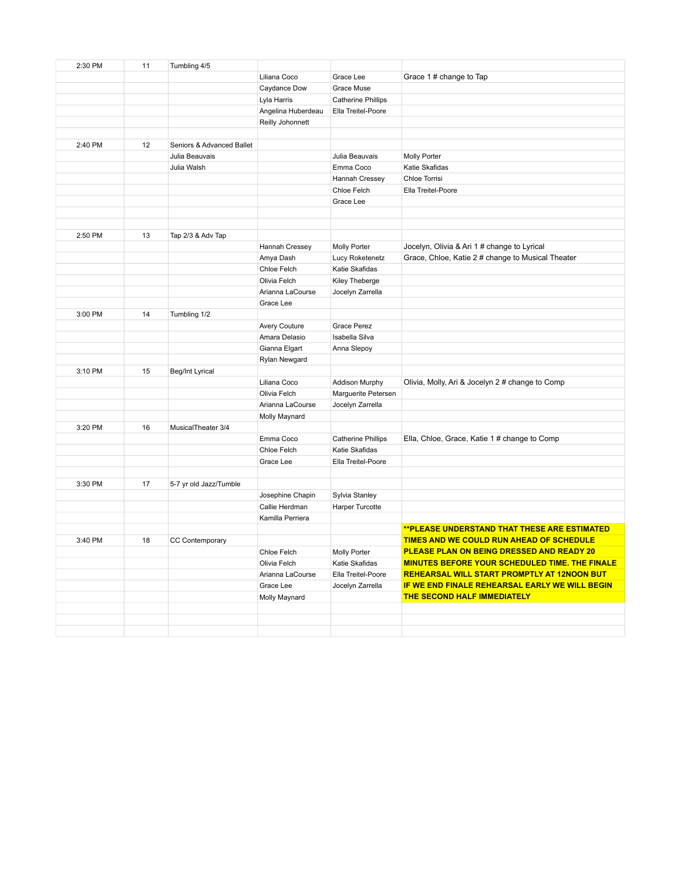| | | | | | |
|---|---|---|---|---|---|
| 2:30 PM | 11 | Tumbling 4/5 | | | |
| | | | Liliana Coco | Grace Lee | Grace 1 # change to Tap |
| | | | Caydance Dow | Grace Muse | |
| | | | Lyla Harris | Catherine Phillips | |
| | | | Angelina Huberdeau | Ella Treitel-Poore | |
| | | | Reilly Johonnett | | |
| | | | | | |
| 2:40 PM | 12 | Seniors & Advanced Ballet | | | |
| | | Julia Beauvais | | Julia Beauvais | Molly Porter |
| | | Julia Walsh | | Emma Coco | Katie Skafidas |
| | | | | Hannah Cressey | Chloe Torrisi |
| | | | | Chloe Felch | Ella Treitel-Poore |
| | | | | Grace Lee | |
| | | | | | |
| | | | | | |
| 2:50 PM | 13 | Tap 2/3 & Adv Tap | | | |
| | | | Hannah Cressey | Molly Porter | Jocelyn, Olivia & Ari 1 # change to Lyrical |
| | | | Amya Dash | Lucy Roketenetz | Grace, Chloe, Katie 2 # change to Musical Theater |
| | | | Chloe Felch | Katie Skafidas | |
| | | | Olivia Felch | Kiley Theberge | |
| | | | Arianna LaCourse | Jocelyn Zarrella | |
| | | | Grace Lee | | |
| 3:00 PM | 14 | Tumbling 1/2 | | | |
| | | | Avery Couture | Grace Perez | |
| | | | Amara Delasio | Isabella Silva | |
| | | | Gianna Elgart | Anna Slepoy | |
| | | | Rylan Newgard | | |
| 3:10 PM | 15 | Beg/Int Lyrical | | | |
| | | | Liliana Coco | Addison Murphy | Olivia, Molly, Ari & Jocelyn 2 # change to Comp |
| | | | Olivia Felch | Marguerite Petersen | |
| | | | Arianna LaCourse | Jocelyn Zarrella | |
| | | | Molly Maynard | | |
| 3:20 PM | 16 | MusicalTheater 3/4 | | | |
| | | | Emma Coco | Catherine Phillips | Ella, Chloe, Grace, Katie 1 # change to Comp |
| | | | Chloe Felch | Katie Skafidas | |
| | | | Grace Lee | Ella Treitel-Poore | |
| | | | | | |
| 3:30 PM | 17 | 5-7 yr old Jazz/Tumble | | | |
| | | | Josephine Chapin | Sylvia Stanley | |
| | | | Callie Herdman | Harper Turcotte | |
| | | | Kamilla Perriera | | |
| | | | | | **PLEASE UNDERSTAND THAT THESE ARE ESTIMATED |
| 3:40 PM | 18 | CC Contemporary | | | TIMES AND WE COULD RUN AHEAD OF SCHEDULE |
| | | | Chloe Felch | Molly Porter | PLEASE PLAN ON BEING DRESSED AND READY 20 |
| | | | Olivia Felch | Katie Skafidas | MINUTES BEFORE YOUR SCHEDULED TIME. THE FINALE |
| | | | Arianna LaCourse | Ella Treitel-Poore | REHEARSAL WILL START PROMPTLY AT 12NOON BUT |
| | | | Grace Lee | Jocelyn Zarrella | IF WE END FINALE REHEARSAL EARLY WE WILL BEGIN |
| | | | Molly Maynard | | THE SECOND HALF IMMEDIATELY |